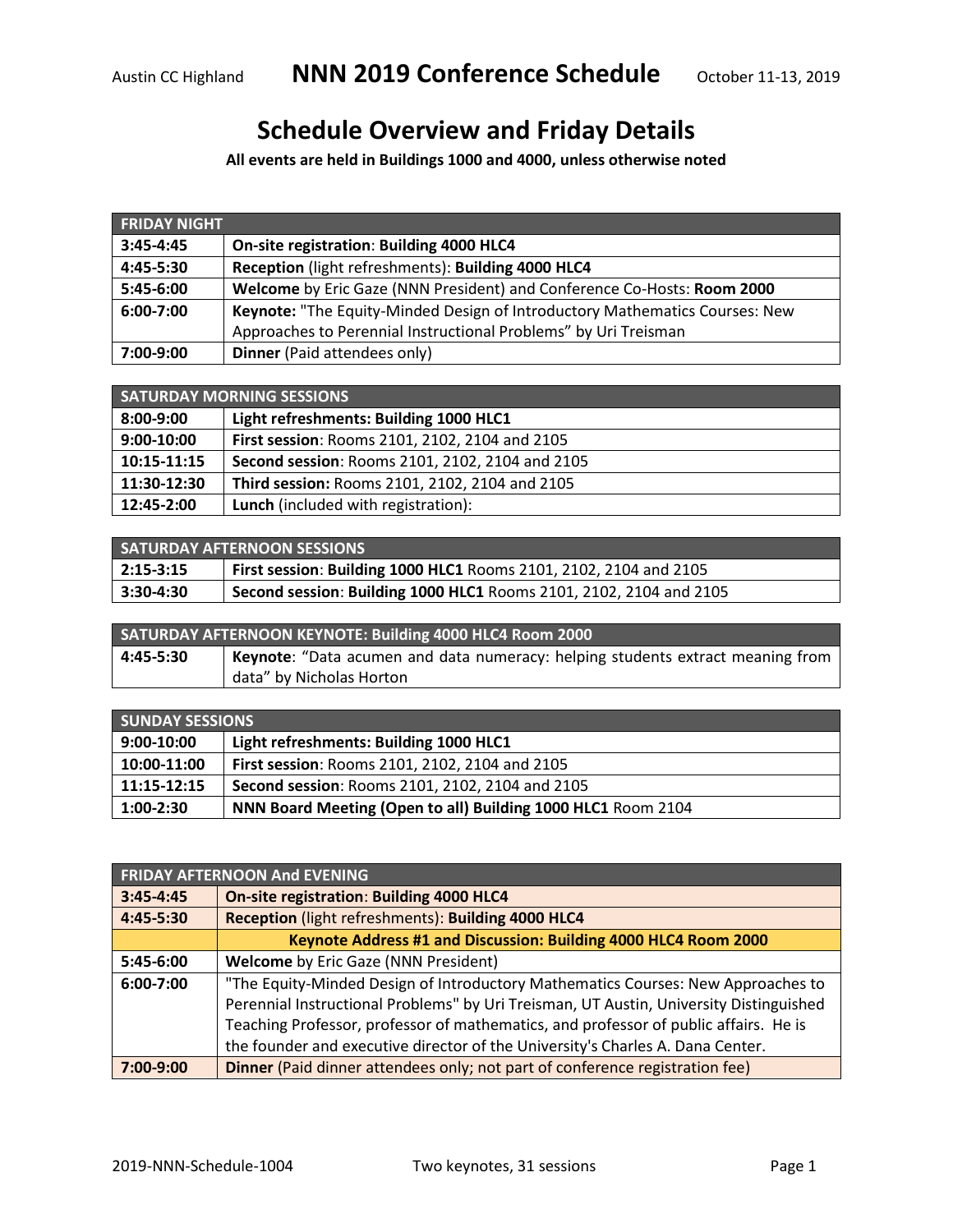Austin CC Highland **NNN 2019 Conference Schedule** October 11-13, 2019

# Schedule Overview and Friday Details

**All events are held in Buildings 1000 and 4000, unless otherwise noted**

| FRIDAY NIGHT | |
|---|---|
| **3:45-4:45** | **On-site registration**: **Building 4000 HLC4** |
| **4:45-5:30** | **Reception** (light refreshments): **Building 4000 HLC4** |
| **5:45-6:00** | **Welcome** by Eric Gaze (NNN President) and Conference Co-Hosts: **Room 2000** |
| **6:00-7:00** | **Keynote:** "The Equity-Minded Design of Introductory Mathematics Courses: New Approaches to Perennial Instructional Problems" by Uri Treisman |
| **7:00-9:00** | **Dinner** (Paid attendees only) |

| SATURDAY MORNING SESSIONS | |
|---|---|
| **8:00-9:00** | **Light refreshments: Building 1000 HLC1** |
| **9:00-10:00** | **First session**: Rooms 2101, 2102, 2104 and 2105 |
| **10:15-11:15** | **Second session**: Rooms 2101, 2102, 2104 and 2105 |
| **11:30-12:30** | **Third session:** Rooms 2101, 2102, 2104 and 2105 |
| **12:45-2:00** | **Lunch** (included with registration): |

| SATURDAY AFTERNOON SESSIONS | |
|---|---|
| **2:15-3:15** | **First session**: **Building 1000 HLC1** Rooms 2101, 2102, 2104 and 2105 |
| **3:30-4:30** | **Second session**: **Building 1000 HLC1** Rooms 2101, 2102, 2104 and 2105 |

| SATURDAY AFTERNOON KEYNOTE: Building 4000 HLC4 Room 2000 | |
|---|---|
| **4:45-5:30** | **Keynote**: "Data acumen and data numeracy: helping students extract meaning from data" by Nicholas Horton |

| SUNDAY SESSIONS | |
|---|---|
| **9:00-10:00** | **Light refreshments: Building 1000 HLC1** |
| **10:00-11:00** | **First session**: Rooms 2101, 2102, 2104 and 2105 |
| **11:15-12:15** | **Second session**: Rooms 2101, 2102, 2104 and 2105 |
| **1:00-2:30** | **NNN Board Meeting (Open to all) Building 1000 HLC1** Room 2104 |

| FRIDAY AFTERNOON And EVENING | |
|---|---|
| **3:45-4:45** | **On-site registration**: **Building 4000 HLC4** |
| **4:45-5:30** | **Reception** (light refreshments): **Building 4000 HLC4** |
| | **Keynote Address #1 and Discussion: Building 4000 HLC4 Room 2000** |
| **5:45-6:00** | **Welcome** by Eric Gaze (NNN President) |
| **6:00-7:00** | "The Equity-Minded Design of Introductory Mathematics Courses: New Approaches to Perennial Instructional Problems" by Uri Treisman, UT Austin, University Distinguished Teaching Professor, professor of mathematics, and professor of public affairs. He is the founder and executive director of the University's Charles A. Dana Center. |
| **7:00-9:00** | **Dinner** (Paid dinner attendees only; not part of conference registration fee) |

2019-NNN-Schedule-1004 Two keynotes, 31 sessions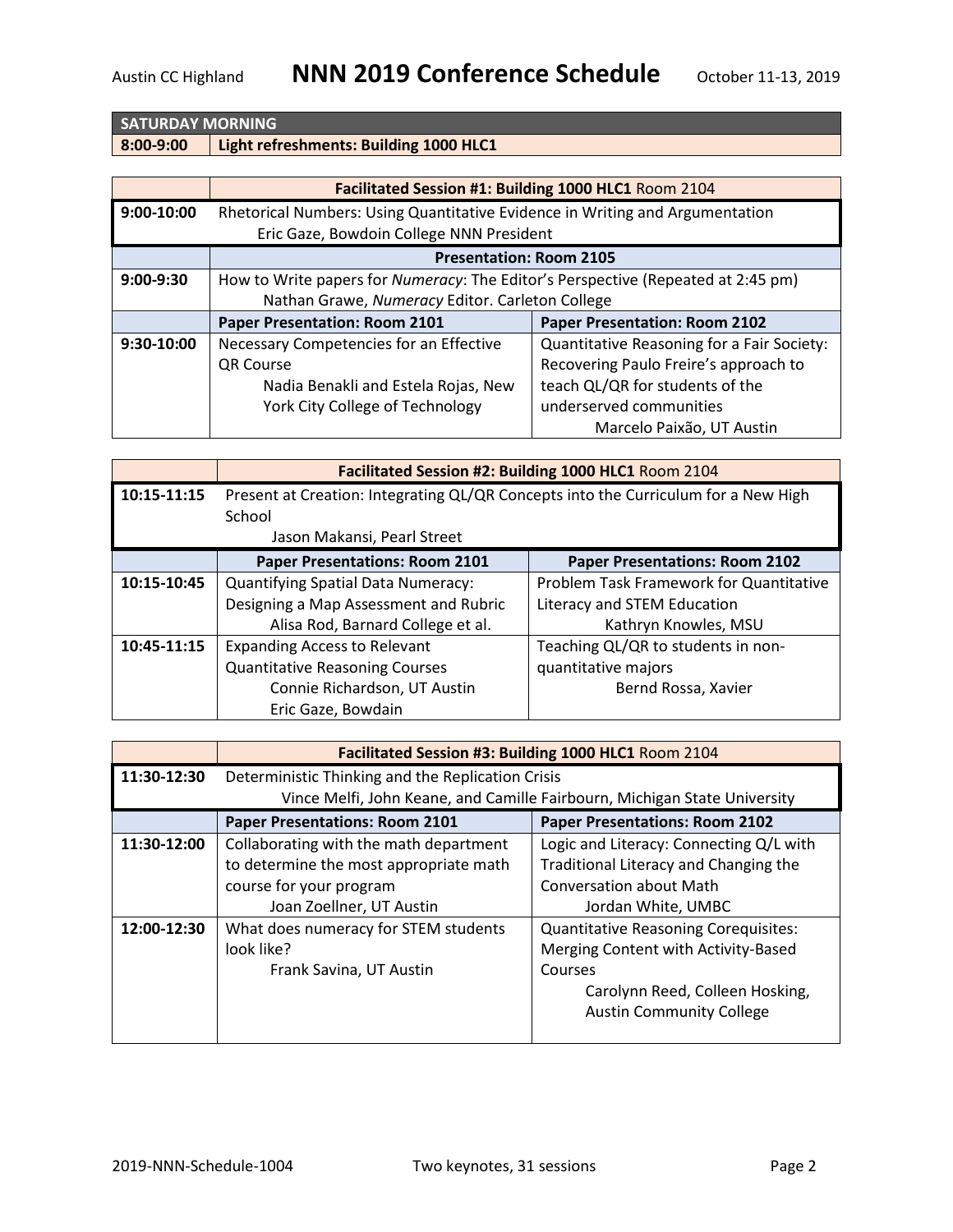## SATURDAY MORNING

| 8:00-9:00 | Light refreshments: Building 1000 HLC1 |
|---|---|

| | **Facilitated Session #1: Building 1000 HLC1** Room 2104 | |
|---|---|---|
| **9:00-10:00** | Rhetorical Numbers: Using Quantitative Evidence in Writing and Argumentation<br>Eric Gaze, Bowdoin College NNN President | |
| | **Presentation: Room 2105** | |
| **9:00-9:30** | How to Write papers for *Numeracy*: The Editor's Perspective (Repeated at 2:45 pm)<br>Nathan Grawe, *Numeracy* Editor. Carleton College | |
| | **Paper Presentation: Room 2101** | **Paper Presentation: Room 2102** |
| **9:30-10:00** | Necessary Competencies for an Effective QR Course<br>Nadia Benakli and Estela Rojas, New York City College of Technology | Quantitative Reasoning for a Fair Society: Recovering Paulo Freire's approach to teach QL/QR for students of the underserved communities<br>Marcelo Paixão, UT Austin |

| | **Facilitated Session #2: Building 1000 HLC1** Room 2104 | |
|---|---|---|
| **10:15-11:15** | Present at Creation: Integrating QL/QR Concepts into the Curriculum for a New High School<br>Jason Makansi, Pearl Street | |
| | **Paper Presentations: Room 2101** | **Paper Presentations: Room 2102** |
| **10:15-10:45** | Quantifying Spatial Data Numeracy: Designing a Map Assessment and Rubric<br>Alisa Rod, Barnard College et al. | Problem Task Framework for Quantitative Literacy and STEM Education<br>Kathryn Knowles, MSU |
| **10:45-11:15** | Expanding Access to Relevant Quantitative Reasoning Courses<br>Connie Richardson, UT Austin<br>Eric Gaze, Bowdain | Teaching QL/QR to students in non-quantitative majors<br>Bernd Rossa, Xavier |

| | **Facilitated Session #3: Building 1000 HLC1** Room 2104 | |
|---|---|---|
| **11:30-12:30** | Deterministic Thinking and the Replication Crisis<br>Vince Melfi, John Keane, and Camille Fairbourn, Michigan State University | |
| | **Paper Presentations: Room 2101** | **Paper Presentations: Room 2102** |
| **11:30-12:00** | Collaborating with the math department to determine the most appropriate math course for your program<br>Joan Zoellner, UT Austin | Logic and Literacy: Connecting Q/L with Traditional Literacy and Changing the Conversation about Math<br>Jordan White, UMBC |
| **12:00-12:30** | What does numeracy for STEM students look like?<br>Frank Savina, UT Austin | Quantitative Reasoning Corequisites: Merging Content with Activity-Based Courses<br>Carolynn Reed, Colleen Hosking, Austin Community College |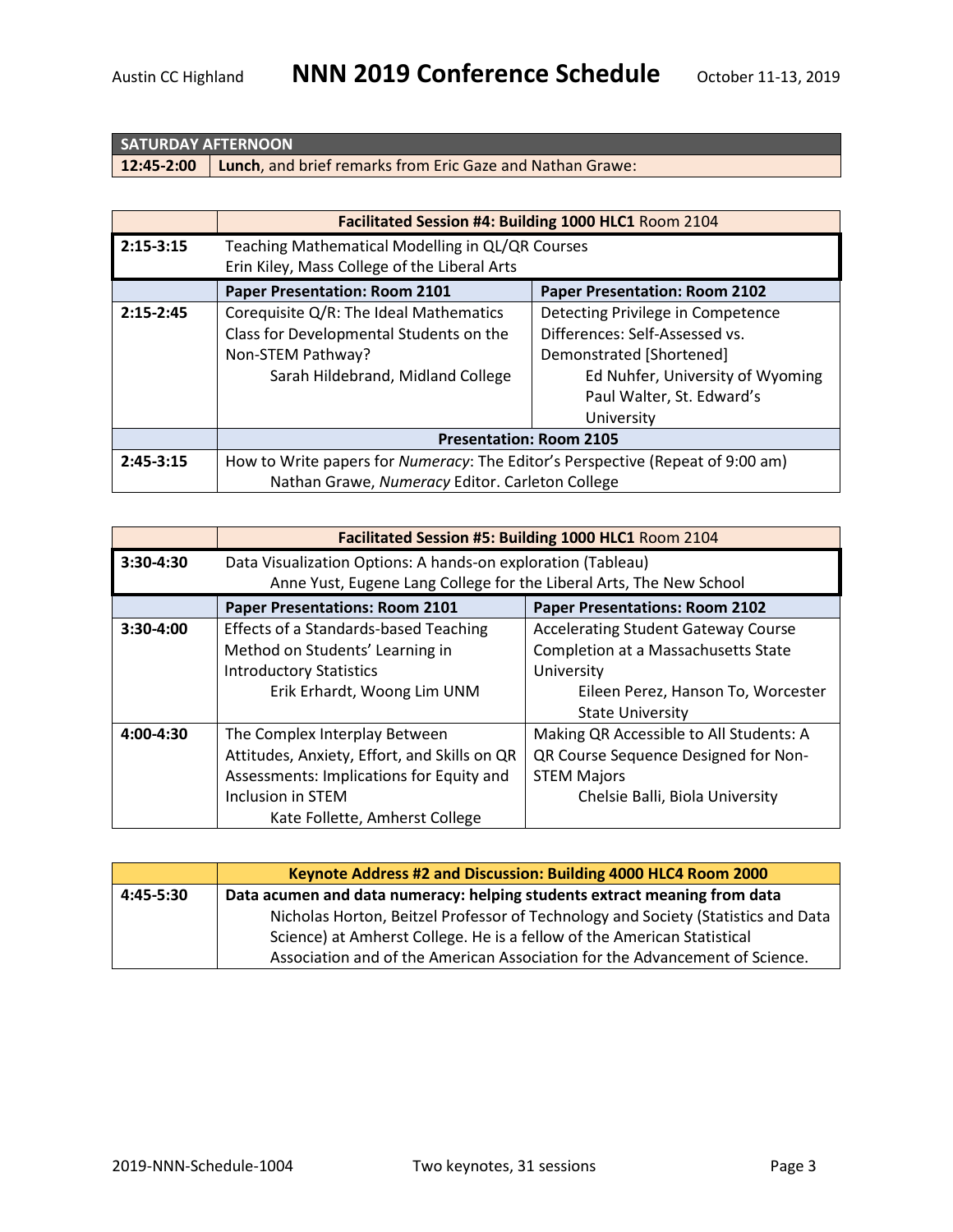| SATURDAY AFTERNOON | |
|---|---|
| **12:45-2:00** | **Lunch**, and brief remarks from Eric Gaze and Nathan Grawe: |

| | **Facilitated Session #4: Building 1000 HLC1** Room 2104 | |
|---|---|---|
| **2:15-3:15** | Teaching Mathematical Modelling in QL/QR Courses<br>Erin Kiley, Mass College of the Liberal Arts | |
| | **Paper Presentation: Room 2101** | **Paper Presentation: Room 2102** |
| **2:15-2:45** | Corequisite Q/R: The Ideal Mathematics Class for Developmental Students on the Non-STEM Pathway?<br>Sarah Hildebrand, Midland College | Detecting Privilege in Competence Differences: Self-Assessed vs. Demonstrated [Shortened]<br>Ed Nuhfer, University of Wyoming<br>Paul Walter, St. Edward's University |
| | **Presentation: Room 2105** | |
| **2:45-3:15** | How to Write papers for *Numeracy*: The Editor's Perspective (Repeat of 9:00 am)<br>Nathan Grawe, *Numeracy* Editor. Carleton College | |

| | **Facilitated Session #5: Building 1000 HLC1** Room 2104 | |
|---|---|---|
| **3:30-4:30** | Data Visualization Options: A hands-on exploration (Tableau)<br>Anne Yust, Eugene Lang College for the Liberal Arts, The New School | |
| | **Paper Presentations: Room 2101** | **Paper Presentations: Room 2102** |
| **3:30-4:00** | Effects of a Standards-based Teaching Method on Students' Learning in Introductory Statistics<br>Erik Erhardt, Woong Lim UNM | Accelerating Student Gateway Course Completion at a Massachusetts State University<br>Eileen Perez, Hanson To, Worcester State University |
| **4:00-4:30** | The Complex Interplay Between Attitudes, Anxiety, Effort, and Skills on QR Assessments: Implications for Equity and Inclusion in STEM<br>Kate Follette, Amherst College | Making QR Accessible to All Students: A QR Course Sequence Designed for Non-STEM Majors<br>Chelsie Balli, Biola University |

| | **Keynote Address #2 and Discussion: Building 4000 HLC4 Room 2000** |
|---|---|
| **4:45-5:30** | **Data acumen and data numeracy: helping students extract meaning from data**<br>Nicholas Horton, Beitzel Professor of Technology and Society (Statistics and Data Science) at Amherst College. He is a fellow of the American Statistical Association and of the American Association for the Advancement of Science. |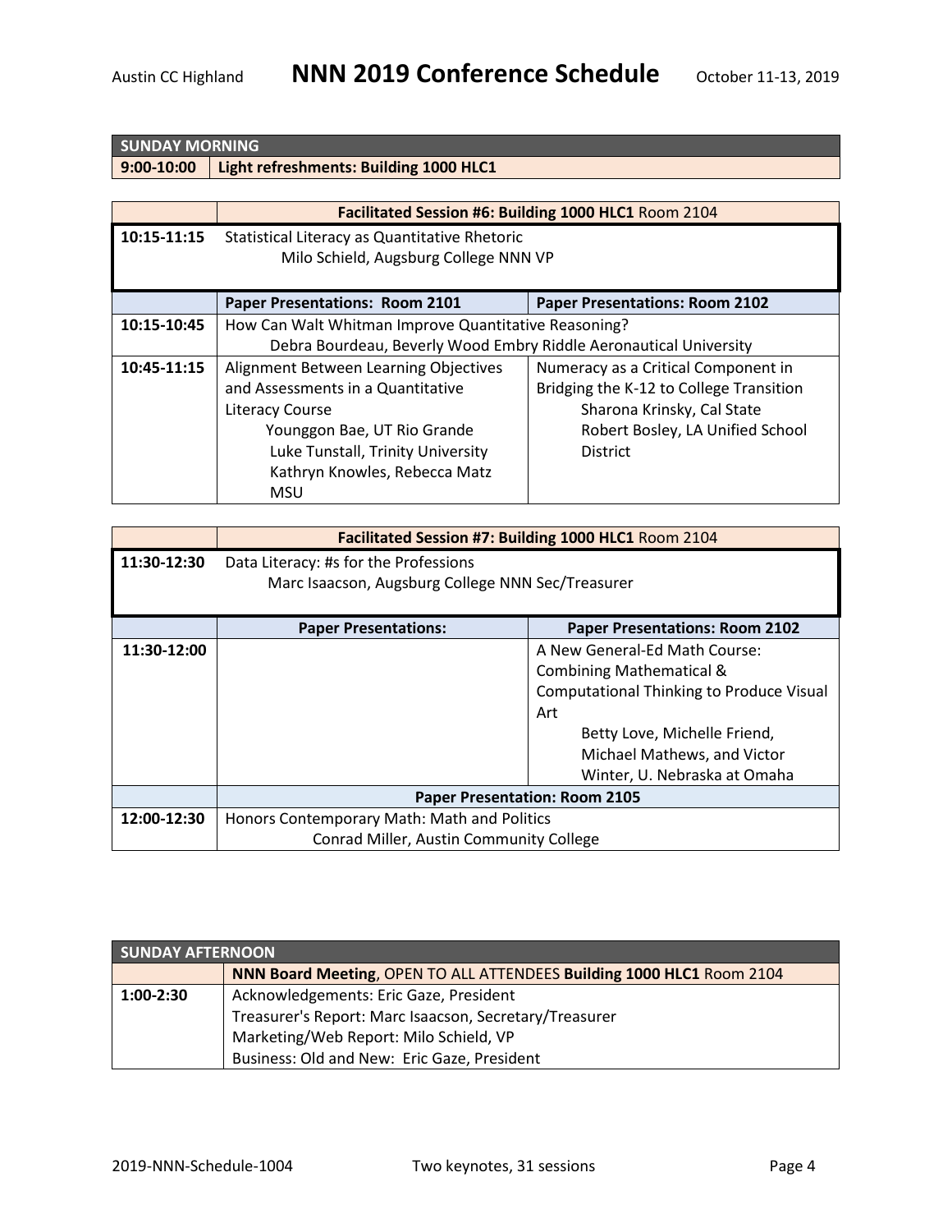| SUNDAY MORNING | |
|---|---|
| **9:00-10:00** | **Light refreshments: Building 1000 HLC1** |

| | | |
|---|---|---|
| | **Facilitated Session #6: Building 1000 HLC1** Room 2104 | |
| **10:15-11:15** | Statistical Literacy as Quantitative Rhetoric<br>Milo Schield, Augsburg College NNN VP | |
| | **Paper Presentations: Room 2101** | **Paper Presentations: Room 2102** |
| **10:15-10:45** | How Can Walt Whitman Improve Quantitative Reasoning?<br>Debra Bourdeau, Beverly Wood Embry Riddle Aeronautical University | |
| **10:45-11:15** | Alignment Between Learning Objectives and Assessments in a Quantitative Literacy Course<br>Younggon Bae, UT Rio Grande<br>Luke Tunstall, Trinity University<br>Kathryn Knowles, Rebecca Matz MSU | Numeracy as a Critical Component in Bridging the K-12 to College Transition<br>Sharona Krinsky, Cal State<br>Robert Bosley, LA Unified School District |

| | | |
|---|---|---|
| | **Facilitated Session #7: Building 1000 HLC1** Room 2104 | |
| **11:30-12:30** | Data Literacy: #s for the Professions<br>Marc Isaacson, Augsburg College NNN Sec/Treasurer | |
| | **Paper Presentations:** | **Paper Presentations: Room 2102** |
| **11:30-12:00** | | A New General-Ed Math Course: Combining Mathematical & Computational Thinking to Produce Visual Art<br>Betty Love, Michelle Friend, Michael Mathews, and Victor Winter, U. Nebraska at Omaha |
| | **Paper Presentation: Room 2105** | |
| **12:00-12:30** | Honors Contemporary Math: Math and Politics<br>Conrad Miller, Austin Community College | |

| SUNDAY AFTERNOON | |
|---|---|
| | **NNN Board Meeting**, OPEN TO ALL ATTENDEES **Building 1000 HLC1** Room 2104 |
| **1:00-2:30** | Acknowledgements: Eric Gaze, President<br>Treasurer's Report: Marc Isaacson, Secretary/Treasurer<br>Marketing/Web Report: Milo Schield, VP<br>Business: Old and New: Eric Gaze, President |